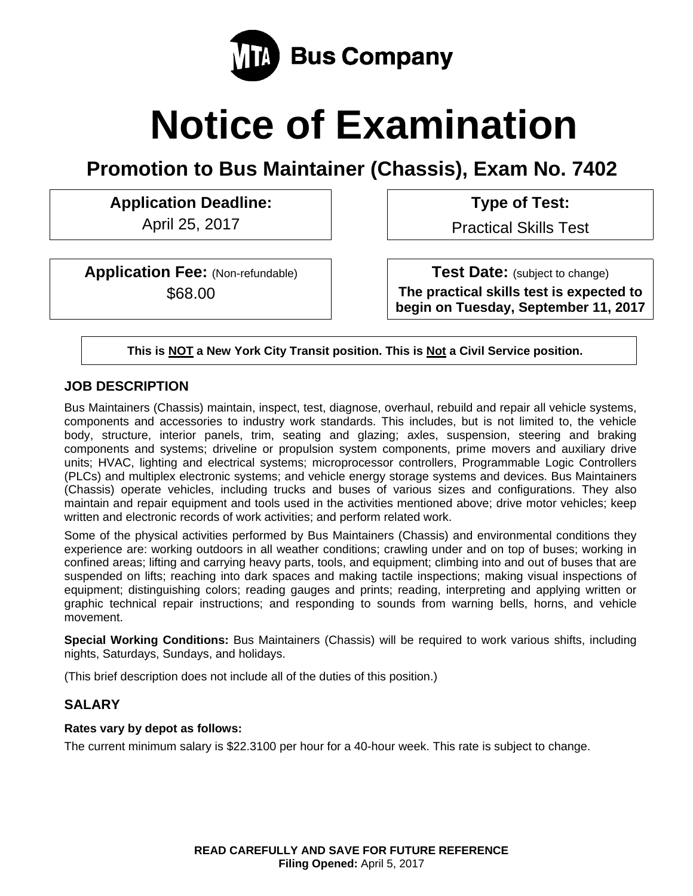MTA Bus Company

# Notice of Examination

## Promotion to Bus Maintainer (Chassis), Exam No. 7402

**Application Deadline:**
April 25, 2017

**Type of Test:**
Practical Skills Test

**Application Fee:** (Non-refundable)
$68.00

**Test Date:** (subject to change)
**The practical skills test is expected to begin on Tuesday, September 11, 2017**

**This is NOT a New York City Transit position. This is Not a Civil Service position.**

### JOB DESCRIPTION

Bus Maintainers (Chassis) maintain, inspect, test, diagnose, overhaul, rebuild and repair all vehicle systems, components and accessories to industry work standards. This includes, but is not limited to, the vehicle body, structure, interior panels, trim, seating and glazing; axles, suspension, steering and braking components and systems; driveline or propulsion system components, prime movers and auxiliary drive units; HVAC, lighting and electrical systems; microprocessor controllers, Programmable Logic Controllers (PLCs) and multiplex electronic systems; and vehicle energy storage systems and devices. Bus Maintainers (Chassis) operate vehicles, including trucks and buses of various sizes and configurations. They also maintain and repair equipment and tools used in the activities mentioned above; drive motor vehicles; keep written and electronic records of work activities; and perform related work.

Some of the physical activities performed by Bus Maintainers (Chassis) and environmental conditions they experience are: working outdoors in all weather conditions; crawling under and on top of buses; working in confined areas; lifting and carrying heavy parts, tools, and equipment; climbing into and out of buses that are suspended on lifts; reaching into dark spaces and making tactile inspections; making visual inspections of equipment; distinguishing colors; reading gauges and prints; reading, interpreting and applying written or graphic technical repair instructions; and responding to sounds from warning bells, horns, and vehicle movement.

**Special Working Conditions:** Bus Maintainers (Chassis) will be required to work various shifts, including nights, Saturdays, Sundays, and holidays.

(This brief description does not include all of the duties of this position.)

### SALARY

**Rates vary by depot as follows:**

The current minimum salary is $22.3100 per hour for a 40-hour week. This rate is subject to change.

**READ CAREFULLY AND SAVE FOR FUTURE REFERENCE**
**Filing Opened:** April 5, 2017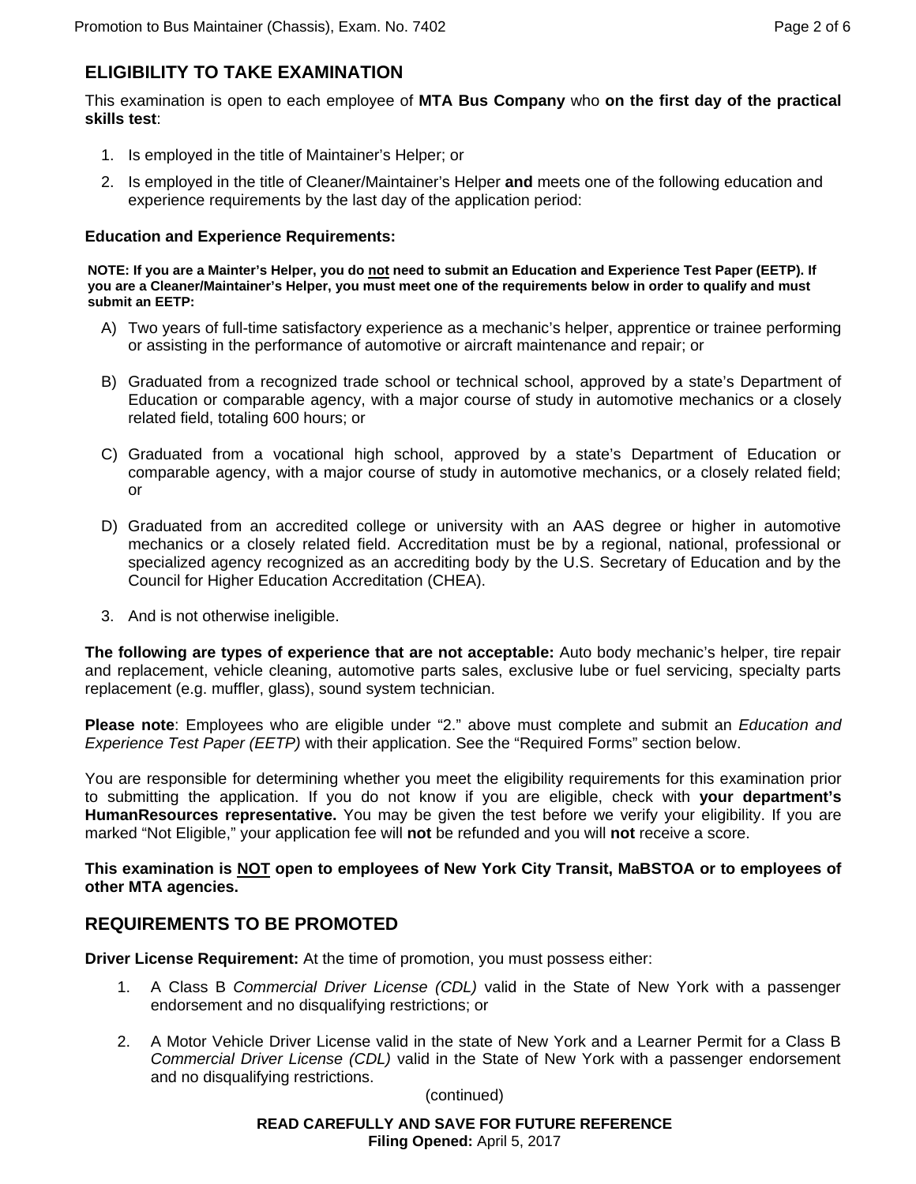## ELIGIBILITY TO TAKE EXAMINATION

This examination is open to each employee of **MTA Bus Company** who **on the first day of the practical skills test**:

1. Is employed in the title of Maintainer's Helper; or
2. Is employed in the title of Cleaner/Maintainer's Helper **and** meets one of the following education and experience requirements by the last day of the application period:

### Education and Experience Requirements:

**NOTE: If you are a Mainter's Helper, you do <u>not</u> need to submit an Education and Experience Test Paper (EETP). If you are a Cleaner/Maintainer's Helper, you must meet one of the requirements below in order to qualify and must submit an EETP:**

A) Two years of full-time satisfactory experience as a mechanic's helper, apprentice or trainee performing or assisting in the performance of automotive or aircraft maintenance and repair; or

B) Graduated from a recognized trade school or technical school, approved by a state's Department of Education or comparable agency, with a major course of study in automotive mechanics or a closely related field, totaling 600 hours; or

C) Graduated from a vocational high school, approved by a state's Department of Education or comparable agency, with a major course of study in automotive mechanics, or a closely related field; or

D) Graduated from an accredited college or university with an AAS degree or higher in automotive mechanics or a closely related field. Accreditation must be by a regional, national, professional or specialized agency recognized as an accrediting body by the U.S. Secretary of Education and by the Council for Higher Education Accreditation (CHEA).

3. And is not otherwise ineligible.

**The following are types of experience that are not acceptable:** Auto body mechanic's helper, tire repair and replacement, vehicle cleaning, automotive parts sales, exclusive lube or fuel servicing, specialty parts replacement (e.g. muffler, glass), sound system technician.

**Please note**: Employees who are eligible under "2." above must complete and submit an *Education and Experience Test Paper (EETP)* with their application. See the "Required Forms" section below.

You are responsible for determining whether you meet the eligibility requirements for this examination prior to submitting the application. If you do not know if you are eligible, check with **your department's HumanResources representative.** You may be given the test before we verify your eligibility. If you are marked "Not Eligible," your application fee will **not** be refunded and you will **not** receive a score.

**This examination is <u>NOT</u> open to employees of New York City Transit, MaBSTOA or to employees of other MTA agencies.**

## REQUIREMENTS TO BE PROMOTED

**Driver License Requirement:** At the time of promotion, you must possess either:

1. A Class B *Commercial Driver License (CDL)* valid in the State of New York with a passenger endorsement and no disqualifying restrictions; or
2. A Motor Vehicle Driver License valid in the state of New York and a Learner Permit for a Class B *Commercial Driver License (CDL)* valid in the State of New York with a passenger endorsement and no disqualifying restrictions.

(continued)

**READ CAREFULLY AND SAVE FOR FUTURE REFERENCE**
**Filing Opened:** April 5, 2017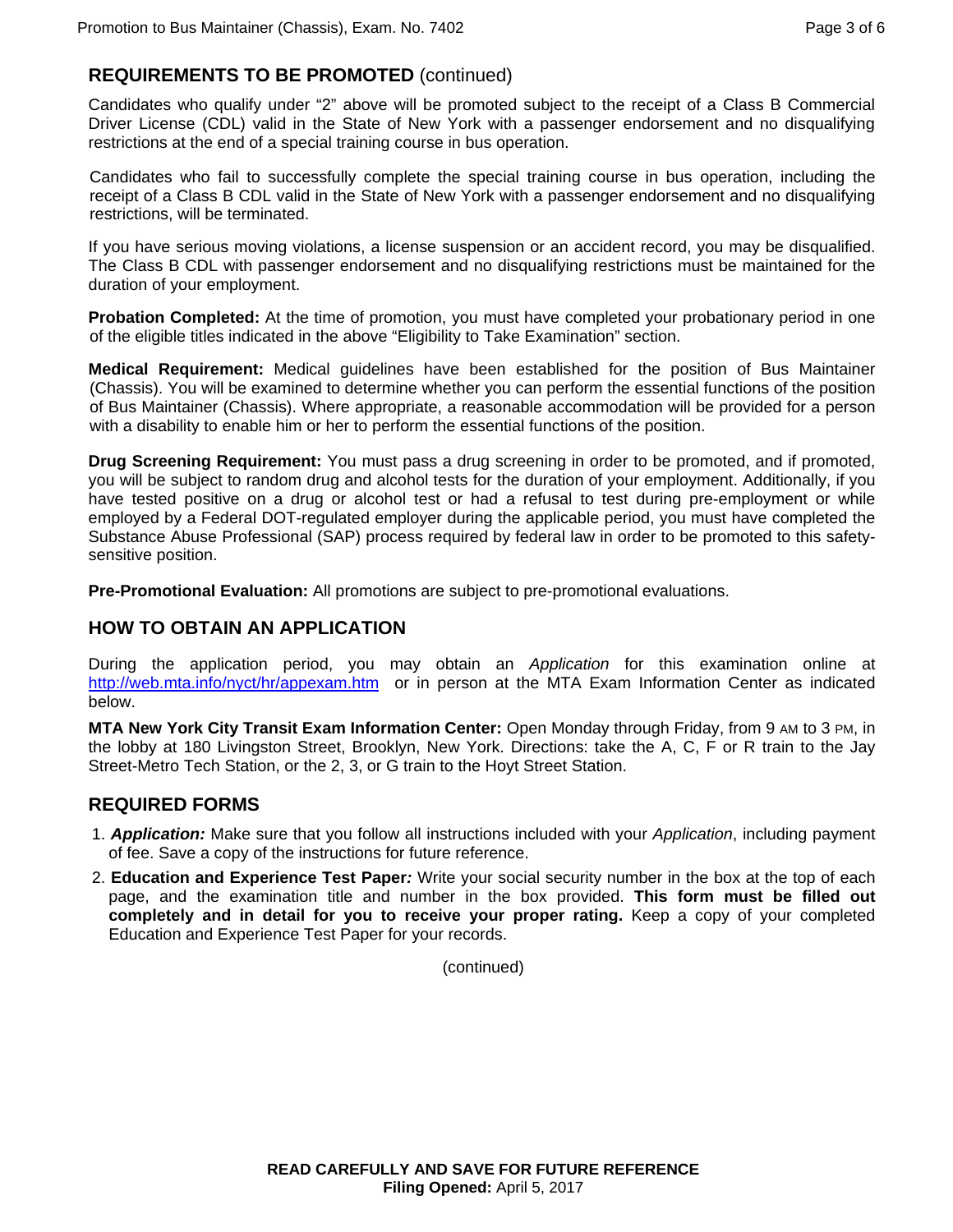## REQUIREMENTS TO BE PROMOTED (continued)

Candidates who qualify under "2" above will be promoted subject to the receipt of a Class B Commercial Driver License (CDL) valid in the State of New York with a passenger endorsement and no disqualifying restrictions at the end of a special training course in bus operation.

Candidates who fail to successfully complete the special training course in bus operation, including the receipt of a Class B CDL valid in the State of New York with a passenger endorsement and no disqualifying restrictions, will be terminated.

If you have serious moving violations, a license suspension or an accident record, you may be disqualified. The Class B CDL with passenger endorsement and no disqualifying restrictions must be maintained for the duration of your employment.

**Probation Completed:** At the time of promotion, you must have completed your probationary period in one of the eligible titles indicated in the above "Eligibility to Take Examination" section.

**Medical Requirement:** Medical guidelines have been established for the position of Bus Maintainer (Chassis). You will be examined to determine whether you can perform the essential functions of the position of Bus Maintainer (Chassis). Where appropriate, a reasonable accommodation will be provided for a person with a disability to enable him or her to perform the essential functions of the position.

**Drug Screening Requirement:** You must pass a drug screening in order to be promoted, and if promoted, you will be subject to random drug and alcohol tests for the duration of your employment. Additionally, if you have tested positive on a drug or alcohol test or had a refusal to test during pre-employment or while employed by a Federal DOT-regulated employer during the applicable period, you must have completed the Substance Abuse Professional (SAP) process required by federal law in order to be promoted to this safety-sensitive position.

**Pre-Promotional Evaluation:** All promotions are subject to pre-promotional evaluations.

## HOW TO OBTAIN AN APPLICATION

During the application period, you may obtain an *Application* for this examination online at http://web.mta.info/nyct/hr/appexam.htm or in person at the MTA Exam Information Center as indicated below.

**MTA New York City Transit Exam Information Center:** Open Monday through Friday, from 9 AM to 3 PM, in the lobby at 180 Livingston Street, Brooklyn, New York. Directions: take the A, C, F or R train to the Jay Street-Metro Tech Station, or the 2, 3, or G train to the Hoyt Street Station.

## REQUIRED FORMS

1. ***Application:*** Make sure that you follow all instructions included with your *Application*, including payment of fee. Save a copy of the instructions for future reference.
2. **Education and Experience Test Paper:** Write your social security number in the box at the top of each page, and the examination title and number in the box provided. **This form must be filled out completely and in detail for you to receive your proper rating.** Keep a copy of your completed Education and Experience Test Paper for your records.

(continued)

**READ CAREFULLY AND SAVE FOR FUTURE REFERENCE**
**Filing Opened:** April 5, 2017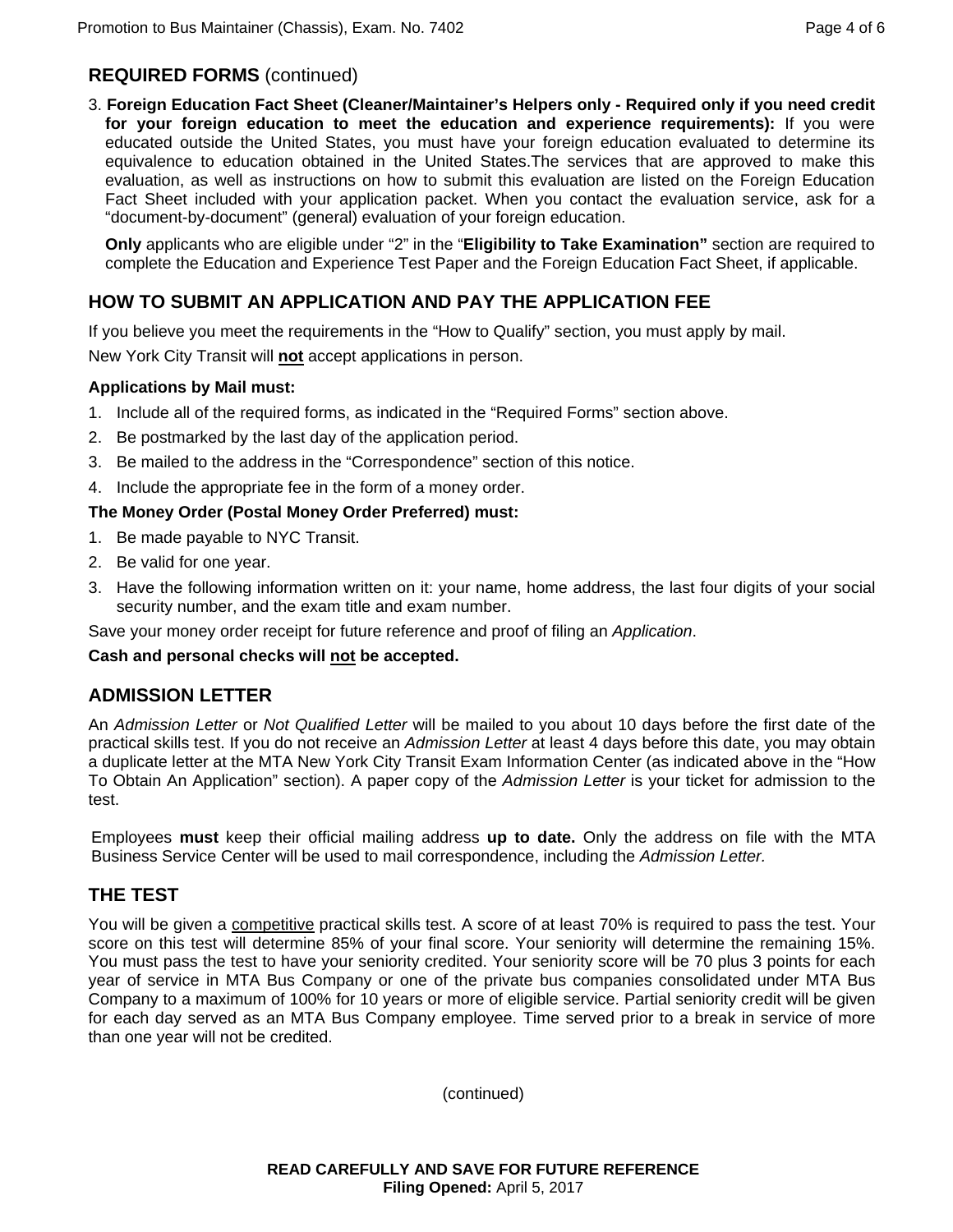## REQUIRED FORMS (continued)

3. **Foreign Education Fact Sheet (Cleaner/Maintainer's Helpers only - Required only if you need credit for your foreign education to meet the education and experience requirements):** If you were educated outside the United States, you must have your foreign education evaluated to determine its equivalence to education obtained in the United States.The services that are approved to make this evaluation, as well as instructions on how to submit this evaluation are listed on the Foreign Education Fact Sheet included with your application packet. When you contact the evaluation service, ask for a "document-by-document" (general) evaluation of your foreign education.

   **Only** applicants who are eligible under "2" in the "**Eligibility to Take Examination"** section are required to complete the Education and Experience Test Paper and the Foreign Education Fact Sheet, if applicable.

## HOW TO SUBMIT AN APPLICATION AND PAY THE APPLICATION FEE

If you believe you meet the requirements in the "How to Qualify" section, you must apply by mail.

New York City Transit will **not** accept applications in person.

**Applications by Mail must:**

1. Include all of the required forms, as indicated in the "Required Forms" section above.
2. Be postmarked by the last day of the application period.
3. Be mailed to the address in the "Correspondence" section of this notice.
4. Include the appropriate fee in the form of a money order.

**The Money Order (Postal Money Order Preferred) must:**

1. Be made payable to NYC Transit.
2. Be valid for one year.
3. Have the following information written on it: your name, home address, the last four digits of your social security number, and the exam title and exam number.

Save your money order receipt for future reference and proof of filing an *Application*.

**Cash and personal checks will not be accepted.**

## ADMISSION LETTER

An *Admission Letter* or *Not Qualified Letter* will be mailed to you about 10 days before the first date of the practical skills test. If you do not receive an *Admission Letter* at least 4 days before this date, you may obtain a duplicate letter at the MTA New York City Transit Exam Information Center (as indicated above in the "How To Obtain An Application" section). A paper copy of the *Admission Letter* is your ticket for admission to the test.

Employees **must** keep their official mailing address **up to date.** Only the address on file with the MTA Business Service Center will be used to mail correspondence, including the *Admission Letter.*

## THE TEST

You will be given a competitive practical skills test. A score of at least 70% is required to pass the test. Your score on this test will determine 85% of your final score. Your seniority will determine the remaining 15%. You must pass the test to have your seniority credited. Your seniority score will be 70 plus 3 points for each year of service in MTA Bus Company or one of the private bus companies consolidated under MTA Bus Company to a maximum of 100% for 10 years or more of eligible service. Partial seniority credit will be given for each day served as an MTA Bus Company employee. Time served prior to a break in service of more than one year will not be credited.

(continued)

**READ CAREFULLY AND SAVE FOR FUTURE REFERENCE**
**Filing Opened:** April 5, 2017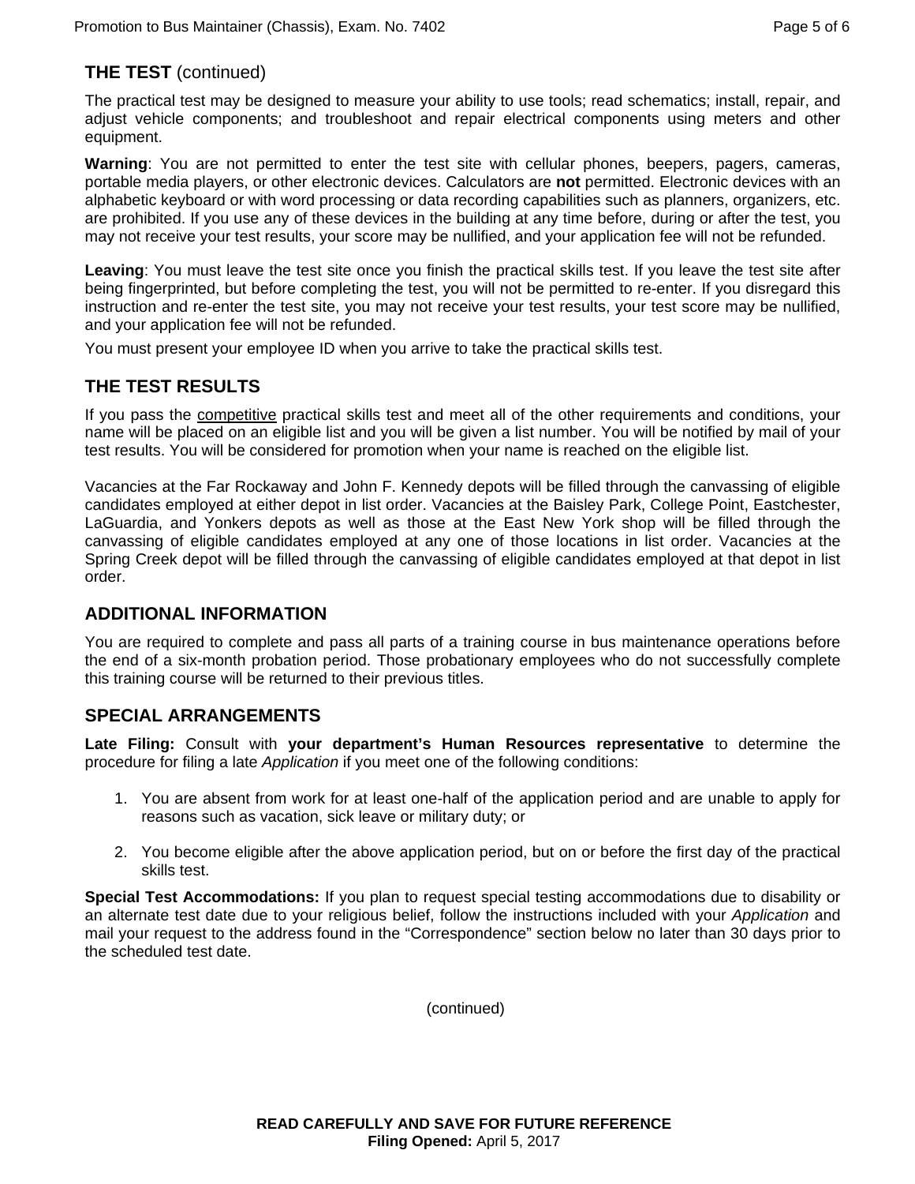## THE TEST (continued)

The practical test may be designed to measure your ability to use tools; read schematics; install, repair, and adjust vehicle components; and troubleshoot and repair electrical components using meters and other equipment.

**Warning**: You are not permitted to enter the test site with cellular phones, beepers, pagers, cameras, portable media players, or other electronic devices. Calculators are **not** permitted. Electronic devices with an alphabetic keyboard or with word processing or data recording capabilities such as planners, organizers, etc. are prohibited. If you use any of these devices in the building at any time before, during or after the test, you may not receive your test results, your score may be nullified, and your application fee will not be refunded.

**Leaving**: You must leave the test site once you finish the practical skills test. If you leave the test site after being fingerprinted, but before completing the test, you will not be permitted to re-enter. If you disregard this instruction and re-enter the test site, you may not receive your test results, your test score may be nullified, and your application fee will not be refunded.

You must present your employee ID when you arrive to take the practical skills test.

## THE TEST RESULTS

If you pass the competitive practical skills test and meet all of the other requirements and conditions, your name will be placed on an eligible list and you will be given a list number. You will be notified by mail of your test results. You will be considered for promotion when your name is reached on the eligible list.

Vacancies at the Far Rockaway and John F. Kennedy depots will be filled through the canvassing of eligible candidates employed at either depot in list order. Vacancies at the Baisley Park, College Point, Eastchester, LaGuardia, and Yonkers depots as well as those at the East New York shop will be filled through the canvassing of eligible candidates employed at any one of those locations in list order. Vacancies at the Spring Creek depot will be filled through the canvassing of eligible candidates employed at that depot in list order.

## ADDITIONAL INFORMATION

You are required to complete and pass all parts of a training course in bus maintenance operations before the end of a six-month probation period. Those probationary employees who do not successfully complete this training course will be returned to their previous titles.

## SPECIAL ARRANGEMENTS

**Late Filing:** Consult with **your department's Human Resources representative** to determine the procedure for filing a late *Application* if you meet one of the following conditions:

1. You are absent from work for at least one-half of the application period and are unable to apply for reasons such as vacation, sick leave or military duty; or

2. You become eligible after the above application period, but on or before the first day of the practical skills test.

**Special Test Accommodations:** If you plan to request special testing accommodations due to disability or an alternate test date due to your religious belief, follow the instructions included with your *Application* and mail your request to the address found in the "Correspondence" section below no later than 30 days prior to the scheduled test date.

(continued)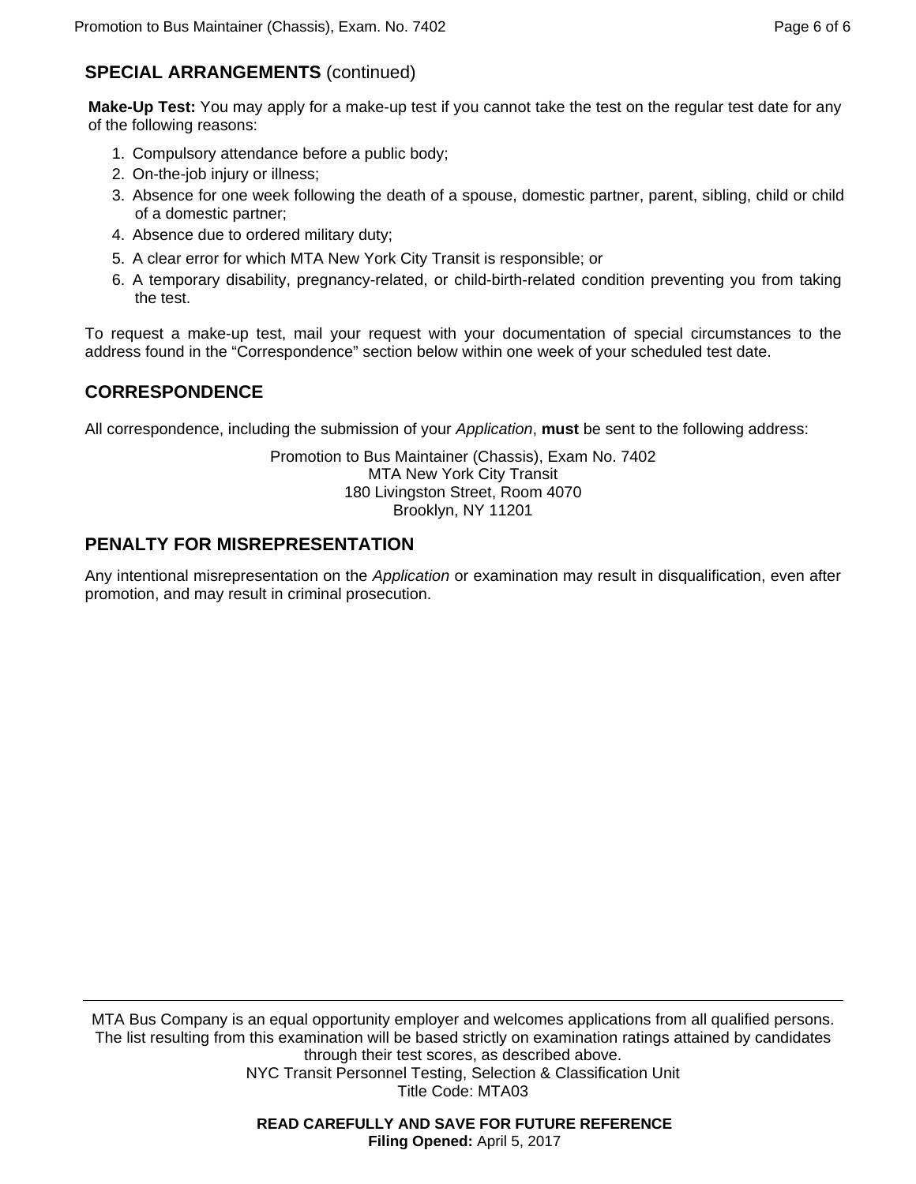## SPECIAL ARRANGEMENTS (continued)

**Make-Up Test:** You may apply for a make-up test if you cannot take the test on the regular test date for any of the following reasons:

1. Compulsory attendance before a public body;
2. On-the-job injury or illness;
3. Absence for one week following the death of a spouse, domestic partner, parent, sibling, child or child of a domestic partner;
4. Absence due to ordered military duty;
5. A clear error for which MTA New York City Transit is responsible; or
6. A temporary disability, pregnancy-related, or child-birth-related condition preventing you from taking the test.

To request a make-up test, mail your request with your documentation of special circumstances to the address found in the "Correspondence" section below within one week of your scheduled test date.

## CORRESPONDENCE

All correspondence, including the submission of your *Application*, **must** be sent to the following address:

Promotion to Bus Maintainer (Chassis), Exam No. 7402
MTA New York City Transit
180 Livingston Street, Room 4070
Brooklyn, NY 11201

## PENALTY FOR MISREPRESENTATION

Any intentional misrepresentation on the *Application* or examination may result in disqualification, even after promotion, and may result in criminal prosecution.

---

MTA Bus Company is an equal opportunity employer and welcomes applications from all qualified persons. The list resulting from this examination will be based strictly on examination ratings attained by candidates through their test scores, as described above.
NYC Transit Personnel Testing, Selection & Classification Unit
Title Code: MTA03

**READ CAREFULLY AND SAVE FOR FUTURE REFERENCE**
**Filing Opened:** April 5, 2017